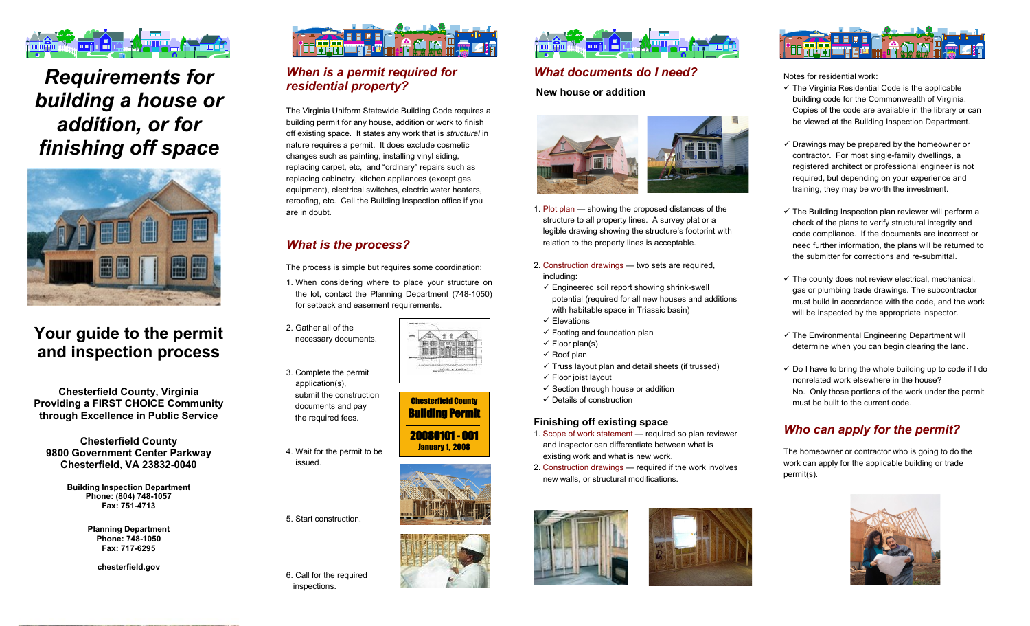# Requirements for building a house or addition, or for finishing off space

## Your guide to the permit and inspection process

**Chesterfield County, Virginia**
**Providing a FIRST CHOICE Community through Excellence in Public Service**

**Chesterfield County**
**9800 Government Center Parkway**
**Chesterfield, VA 23832-0040**

**Building Inspection Department**
**Phone: (804) 748-1057**
**Fax: 751-4713**

**Planning Department**
**Phone: 748-1050**
**Fax: 717-6295**

**chesterfield.gov**

## *When is a permit required for residential property?*

The Virginia Uniform Statewide Building Code requires a building permit for any house, addition or work to finish off existing space. It states any work that is *structural* in nature requires a permit. It does exclude cosmetic changes such as painting, installing vinyl siding, replacing carpet, etc, and "ordinary" repairs such as replacing cabinetry, kitchen appliances (except gas equipment), electrical switches, electric water heaters, reroofing, etc. Call the Building Inspection office if you are in doubt.

## *What is the process?*

The process is simple but requires some coordination:

1. When considering where to place your structure on the lot, contact the Planning Department (748-1050) for setback and easement requirements.
2. Gather all of the necessary documents.
3. Complete the permit application(s), submit the construction documents and pay the required fees.
4. Wait for the permit to be issued.
5. Start construction.
6. Call for the required inspections.

Chesterfield County
Building Permit
20080101 - 001
January 1, 2008

## *What documents do I need?*

### New house or addition

1. Plot plan — showing the proposed distances of the structure to all property lines. A survey plat or a legible drawing showing the structure's footprint with relation to the property lines is acceptable.
2. Construction drawings — two sets are required, including:
   - ✓ Engineered soil report showing shrink-swell potential (required for all new houses and additions with habitable space in Triassic basin)
   - ✓ Elevations
   - ✓ Footing and foundation plan
   - ✓ Floor plan(s)
   - ✓ Roof plan
   - ✓ Truss layout plan and detail sheets (if trussed)
   - ✓ Floor joist layout
   - ✓ Section through house or addition
   - ✓ Details of construction

### Finishing off existing space

1. Scope of work statement — required so plan reviewer and inspector can differentiate between what is existing work and what is new work.
2. Construction drawings — required if the work involves new walls, or structural modifications.

Notes for residential work:

- ✓ The Virginia Residential Code is the applicable building code for the Commonwealth of Virginia. Copies of the code are available in the library or can be viewed at the Building Inspection Department.
- ✓ Drawings may be prepared by the homeowner or contractor. For most single-family dwellings, a registered architect or professional engineer is not required, but depending on your experience and training, they may be worth the investment.
- ✓ The Building Inspection plan reviewer will perform a check of the plans to verify structural integrity and code compliance. If the documents are incorrect or need further information, the plans will be returned to the submitter for corrections and re-submittal.
- ✓ The county does not review electrical, mechanical, gas or plumbing trade drawings. The subcontractor must build in accordance with the code, and the work will be inspected by the appropriate inspector.
- ✓ The Environmental Engineering Department will determine when you can begin clearing the land.
- ✓ Do I have to bring the whole building up to code if I do nonrelated work elsewhere in the house?
  No. Only those portions of the work under the permit must be built to the current code.

## *Who can apply for the permit?*

The homeowner or contractor who is going to do the work can apply for the applicable building or trade permit(s).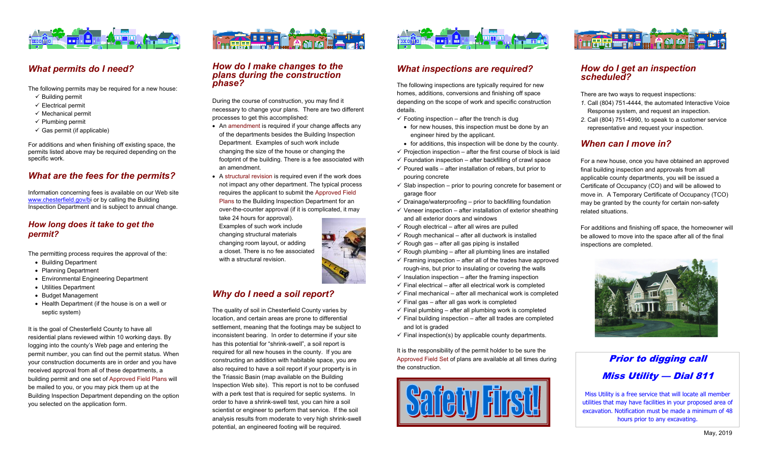## What permits do I need?

The following permits may be required for a new house:

- ✓ Building permit
- ✓ Electrical permit
- ✓ Mechanical permit
- ✓ Plumbing permit
- ✓ Gas permit (if applicable)

For additions and when finishing off existing space, the permits listed above may be required depending on the specific work.

## What are the fees for the permits?

Information concerning fees is available on our Web site www.chesterfield.gov/bi or by calling the Building Inspection Department and is subject to annual change.

## How long does it take to get the permit?

The permitting process requires the approval of the:

- Building Department
- Planning Department
- Environmental Engineering Department
- Utilities Department
- Budget Management
- Health Department (if the house is on a well or septic system)

It is the goal of Chesterfield County to have all residential plans reviewed within 10 working days. By logging into the county's Web page and entering the permit number, you can find out the permit status. When your construction documents are in order and you have received approval from all of these departments, a building permit and one set of Approved Field Plans will be mailed to you, or you may pick them up at the Building Inspection Department depending on the option you selected on the application form.

## How do I make changes to the plans during the construction phase?

During the course of construction, you may find it necessary to change your plans. There are two different processes to get this accomplished:

- An amendment is required if your change affects any of the departments besides the Building Inspection Department. Examples of such work include changing the size of the house or changing the footprint of the building. There is a fee associated with an amendment.
- A structural revision is required even if the work does not impact any other department. The typical process requires the applicant to submit the Approved Field Plans to the Building Inspection Department for an over-the-counter approval (if it is complicated, it may take 24 hours for approval).
  Examples of such work include changing structural materials changing room layout, or adding a closet. There is no fee associated with a structural revision.

## Why do I need a soil report?

The quality of soil in Chesterfield County varies by location, and certain areas are prone to differential settlement, meaning that the footings may be subject to inconsistent bearing. In order to determine if your site has this potential for "shrink-swell", a soil report is required for all new houses in the county. If you are constructing an addition with habitable space, you are also required to have a soil report if your property is in the Triassic Basin (map available on the Building Inspection Web site). This report is not to be confused with a perk test that is required for septic systems. In order to have a shrink-swell test, you can hire a soil scientist or engineer to perform that service. If the soil analysis results from moderate to very high shrink-swell potential, an engineered footing will be required.

## What inspections are required?

The following inspections are typically required for new homes, additions, conversions and finishing off space depending on the scope of work and specific construction details.

- ✓ Footing inspection – after the trench is dug
  - for new houses, this inspection must be done by an engineer hired by the applicant.
  - for additions, this inspection will be done by the county.
- ✓ Projection inspection – after the first course of block is laid
- ✓ Foundation inspection – after backfilling of crawl space
- ✓ Poured walls – after installation of rebars, but prior to pouring concrete
- ✓ Slab inspection – prior to pouring concrete for basement or garage floor
- ✓ Drainage/waterproofing – prior to backfilling foundation
- ✓ Veneer inspection – after installation of exterior sheathing and all exterior doors and windows
- ✓ Rough electrical – after all wires are pulled
- ✓ Rough mechanical – after all ductwork is installed
- ✓ Rough gas – after all gas piping is installed
- ✓ Rough plumbing – after all plumbing lines are installed
- ✓ Framing inspection – after all of the trades have approved rough-ins, but prior to insulating or covering the walls
- ✓ Insulation inspection – after the framing inspection
- ✓ Final electrical – after all electrical work is completed
- ✓ Final mechanical – after all mechanical work is completed
- ✓ Final gas – after all gas work is completed
- ✓ Final plumbing – after all plumbing work is completed
- ✓ Final building inspection – after all trades are completed and lot is graded
- ✓ Final inspection(s) by applicable county departments.

It is the responsibility of the permit holder to be sure the Approved Field Set of plans are available at all times during the construction.

Safety First!

## How do I get an inspection scheduled?

There are two ways to request inspections:

1. Call (804) 751-4444, the automated Interactive Voice Response system, and request an inspection.
2. Call (804) 751-4990, to speak to a customer service representative and request your inspection.

## When can I move in?

For a new house, once you have obtained an approved final building inspection and approvals from all applicable county departments, you will be issued a Certificate of Occupancy (CO) and will be allowed to move in. A Temporary Certificate of Occupancy (TCO) may be granted by the county for certain non-safety related situations.

For additions and finishing off space, the homeowner will be allowed to move into the space after all of the final inspections are completed.

**Prior to digging call**

**Miss Utility — Dial 811**

Miss Utility is a free service that will locate all member utilities that may have facilities in your proposed area of excavation. Notification must be made a minimum of 48 hours prior to any excavating.

May, 2019